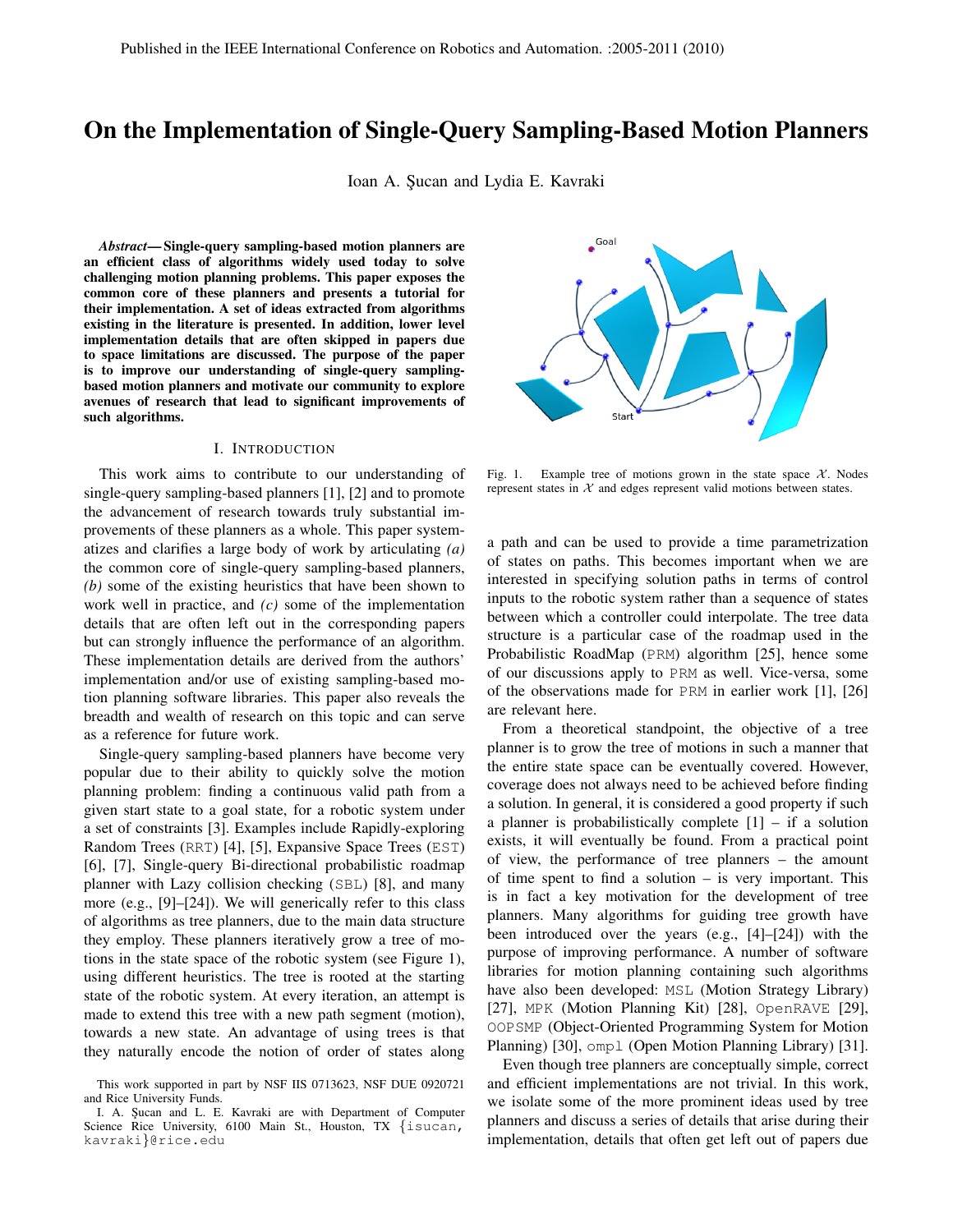Published in the IEEE International Conference on Robotics and Automation. :2005-2011 (2010)

# On the Implementation of Single-Query Sampling-Based Motion Planners

Ioan A. Şucan and Lydia E. Kavraki

***Abstract*— Single-query sampling-based motion planners are an efficient class of algorithms widely used today to solve challenging motion planning problems. This paper exposes the common core of these planners and presents a tutorial for their implementation. A set of ideas extracted from algorithms existing in the literature is presented. In addition, lower level implementation details that are often skipped in papers due to space limitations are discussed. The purpose of the paper is to improve our understanding of single-query sampling-based motion planners and motivate our community to explore avenues of research that lead to significant improvements of such algorithms.**

## I. Introduction

This work aims to contribute to our understanding of single-query sampling-based planners [1], [2] and to promote the advancement of research towards truly substantial improvements of these planners as a whole. This paper systematizes and clarifies a large body of work by articulating *(a)* the common core of single-query sampling-based planners, *(b)* some of the existing heuristics that have been shown to work well in practice, and *(c)* some of the implementation details that are often left out in the corresponding papers but can strongly influence the performance of an algorithm. These implementation details are derived from the authors' implementation and/or use of existing sampling-based motion planning software libraries. This paper also reveals the breadth and wealth of research on this topic and can serve as a reference for future work.

Single-query sampling-based planners have become very popular due to their ability to quickly solve the motion planning problem: finding a continuous valid path from a given start state to a goal state, for a robotic system under a set of constraints [3]. Examples include Rapidly-exploring Random Trees (`RRT`) [4], [5], Expansive Space Trees (`EST`) [6], [7], Single-query Bi-directional probabilistic roadmap planner with Lazy collision checking (`SBL`) [8], and many more (e.g., [9]–[24]). We will generically refer to this class of algorithms as tree planners, due to the main data structure they employ. These planners iteratively grow a tree of motions in the state space of the robotic system (see Figure 1), using different heuristics. The tree is rooted at the starting state of the robotic system. At every iteration, an attempt is made to extend this tree with a new path segment (motion), towards a new state. An advantage of using trees is that they naturally encode the notion of order of states along a path and can be used to provide a time parametrization of states on paths. This becomes important when we are interested in specifying solution paths in terms of control inputs to the robotic system rather than a sequence of states between which a controller could interpolate. The tree data structure is a particular case of the roadmap used in the Probabilistic RoadMap (`PRM`) algorithm [25], hence some of our discussions apply to `PRM` as well. Vice-versa, some of the observations made for `PRM` in earlier work [1], [26] are relevant here.

Fig. 1. Example tree of motions grown in the state space $\mathcal{X}$. Nodes represent states in $\mathcal{X}$ and edges represent valid motions between states.

From a theoretical standpoint, the objective of a tree planner is to grow the tree of motions in such a manner that the entire state space can be eventually covered. However, coverage does not always need to be achieved before finding a solution. In general, it is considered a good property if such a planner is probabilistically complete [1] – if a solution exists, it will eventually be found. From a practical point of view, the performance of tree planners – the amount of time spent to find a solution – is very important. This is in fact a key motivation for the development of tree planners. Many algorithms for guiding tree growth have been introduced over the years (e.g., [4]–[24]) with the purpose of improving performance. A number of software libraries for motion planning containing such algorithms have also been developed: `MSL` (Motion Strategy Library) [27], `MPK` (Motion Planning Kit) [28], `OpenRAVE` [29], `OOPSMP` (Object-Oriented Programming System for Motion Planning) [30], `ompl` (Open Motion Planning Library) [31].

Even though tree planners are conceptually simple, correct and efficient implementations are not trivial. In this work, we isolate some of the more prominent ideas used by tree planners and discuss a series of details that arise during their implementation, details that often get left out of papers due

This work supported in part by NSF IIS 0713623, NSF DUE 0920721 and Rice University Funds.

I. A. Şucan and L. E. Kavraki are with Department of Computer Science Rice University, 6100 Main St., Houston, TX {isucan, kavraki}@rice.edu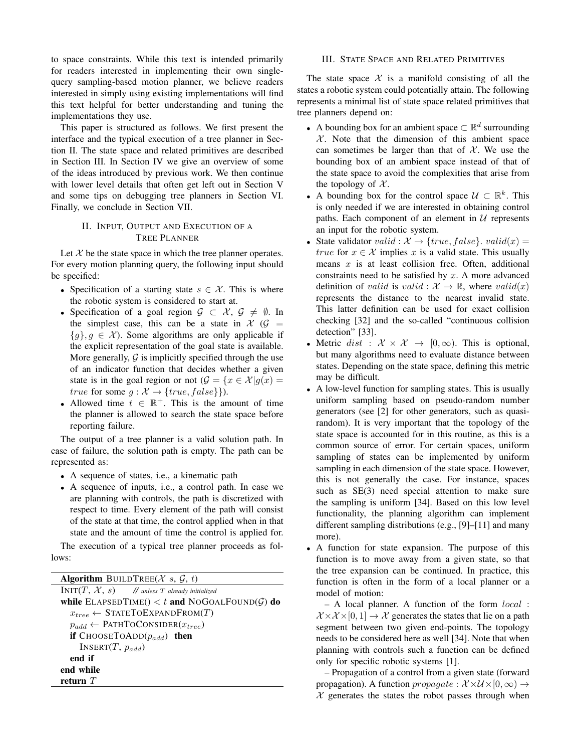to space constraints. While this text is intended primarily for readers interested in implementing their own single-query sampling-based motion planner, we believe readers interested in simply using existing implementations will find this text helpful for better understanding and tuning the implementations they use.

This paper is structured as follows. We first present the interface and the typical execution of a tree planner in Section II. The state space and related primitives are described in Section III. In Section IV we give an overview of some of the ideas introduced by previous work. We then continue with lower level details that often get left out in Section V and some tips on debugging tree planners in Section VI. Finally, we conclude in Section VII.

## II. Input, Output and Execution of a Tree Planner

Let $\mathcal{X}$ be the state space in which the tree planner operates. For every motion planning query, the following input should be specified:

- Specification of a starting state $s \in \mathcal{X}$. This is where the robotic system is considered to start at.
- Specification of a goal region $\mathcal{G} \subset \mathcal{X}$, $\mathcal{G} \neq \emptyset$. In the simplest case, this can be a state in $\mathcal{X}$ ($\mathcal{G} = \{g\}, g \in \mathcal{X}$). Some algorithms are only applicable if the explicit representation of the goal state is available. More generally, $\mathcal{G}$ is implicitly specified through the use of an indicator function that decides whether a given state is in the goal region or not ($\mathcal{G} = \{x \in \mathcal{X} | g(x) = true$ for some $g : \mathcal{X} \rightarrow \{true, false\}\}$).
- Allowed time $t \in \mathbb{R}^+$. This is the amount of time the planner is allowed to search the state space before reporting failure.

The output of a tree planner is a valid solution path. In case of failure, the solution path is empty. The path can be represented as:

- A sequence of states, i.e., a kinematic path
- A sequence of inputs, i.e., a control path. In case we are planning with controls, the path is discretized with respect to time. Every element of the path will consist of the state at that time, the control applied when in that state and the amount of time the control is applied for.

The execution of a typical tree planner proceeds as follows:

```
Algorithm BUILDTREE(X s, G, t)
INIT(T, X, s)    // unless T already initialized
while ELAPSEDTIME() < t and NOGOALFOUND(G) do
    x_tree ← STATETOEXPANDFROM(T)
    p_add ← PATHTOCONSIDER(x_tree)
    if CHOOSETOADD(p_add) then
        INSERT(T, p_add)
    end if
end while
return T
```

## III. State Space and Related Primitives

The state space $\mathcal{X}$ is a manifold consisting of all the states a robotic system could potentially attain. The following represents a minimal list of state space related primitives that tree planners depend on:

- A bounding box for an ambient space $\subset \mathbb{R}^d$ surrounding $\mathcal{X}$. Note that the dimension of this ambient space can sometimes be larger than that of $\mathcal{X}$. We use the bounding box of an ambient space instead of that of the state space to avoid the complexities that arise from the topology of $\mathcal{X}$.
- A bounding box for the control space $\mathcal{U} \subset \mathbb{R}^k$. This is only needed if we are interested in obtaining control paths. Each component of an element in $\mathcal{U}$ represents an input for the robotic system.
- State validator $valid : \mathcal{X} \rightarrow \{true, false\}$. $valid(x) = true$ for $x \in \mathcal{X}$ implies $x$ is a valid state. This usually means $x$ is at least collision free. Often, additional constraints need to be satisfied by $x$. A more advanced definition of $valid$ is $valid : \mathcal{X} \rightarrow \mathbb{R}$, where $valid(x)$ represents the distance to the nearest invalid state. This latter definition can be used for exact collision checking [32] and the so-called "continuous collision detection" [33].
- Metric $dist : \mathcal{X} \times \mathcal{X} \rightarrow [0, \infty)$. This is optional, but many algorithms need to evaluate distance between states. Depending on the state space, defining this metric may be difficult.
- A low-level function for sampling states. This is usually uniform sampling based on pseudo-random number generators (see [2] for other generators, such as quasi-random). It is very important that the topology of the state space is accounted for in this routine, as this is a common source of error. For certain spaces, uniform sampling of states can be implemented by uniform sampling in each dimension of the state space. However, this is not generally the case. For instance, spaces such as SE(3) need special attention to make sure the sampling is uniform [34]. Based on this low level functionality, the planning algorithm can implement different sampling distributions (e.g., [9]–[11] and many more).
- A function for state expansion. The purpose of this function is to move away from a given state, so that the tree expansion can be continued. In practice, this function is often in the form of a local planner or a model of motion:

  – A local planner. A function of the form $local : \mathcal{X} \times \mathcal{X} \times [0, 1] \rightarrow \mathcal{X}$ generates the states that lie on a path segment between two given end-points. The topology needs to be considered here as well [34]. Note that when planning with controls such a function can be defined only for specific robotic systems [1].

  – Propagation of a control from a given state (forward propagation). A function $propagate : \mathcal{X} \times \mathcal{U} \times [0, \infty) \rightarrow \mathcal{X}$ generates the states the robot passes through when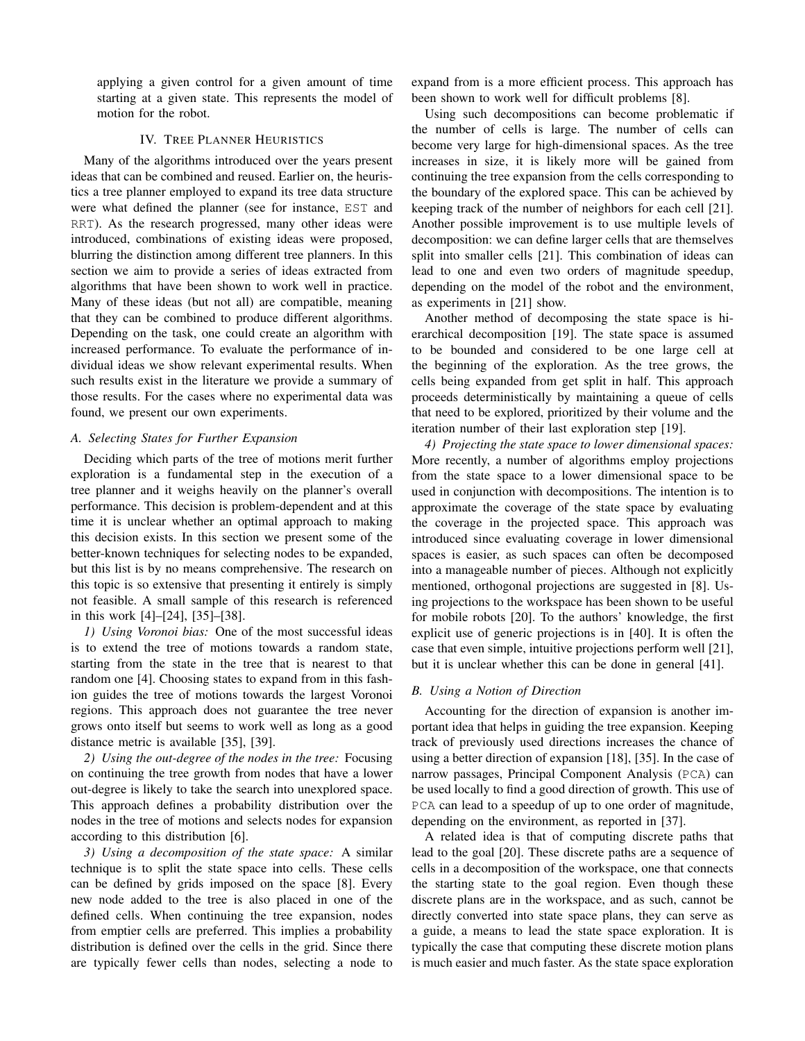applying a given control for a given amount of time starting at a given state. This represents the model of motion for the robot.

## IV. Tree Planner Heuristics

Many of the algorithms introduced over the years present ideas that can be combined and reused. Earlier on, the heuristics a tree planner employed to expand its tree data structure were what defined the planner (see for instance, EST and RRT). As the research progressed, many other ideas were introduced, combinations of existing ideas were proposed, blurring the distinction among different tree planners. In this section we aim to provide a series of ideas extracted from algorithms that have been shown to work well in practice. Many of these ideas (but not all) are compatible, meaning that they can be combined to produce different algorithms. Depending on the task, one could create an algorithm with increased performance. To evaluate the performance of individual ideas we show relevant experimental results. When such results exist in the literature we provide a summary of those results. For the cases where no experimental data was found, we present our own experiments.

### A. Selecting States for Further Expansion

Deciding which parts of the tree of motions merit further exploration is a fundamental step in the execution of a tree planner and it weighs heavily on the planner's overall performance. This decision is problem-dependent and at this time it is unclear whether an optimal approach to making this decision exists. In this section we present some of the better-known techniques for selecting nodes to be expanded, but this list is by no means comprehensive. The research on this topic is so extensive that presenting it entirely is simply not feasible. A small sample of this research is referenced in this work [4]–[24], [35]–[38].

*1) Using Voronoi bias:* One of the most successful ideas is to extend the tree of motions towards a random state, starting from the state in the tree that is nearest to that random one [4]. Choosing states to expand from in this fashion guides the tree of motions towards the largest Voronoi regions. This approach does not guarantee the tree never grows onto itself but seems to work well as long as a good distance metric is available [35], [39].

*2) Using the out-degree of the nodes in the tree:* Focusing on continuing the tree growth from nodes that have a lower out-degree is likely to take the search into unexplored space. This approach defines a probability distribution over the nodes in the tree of motions and selects nodes for expansion according to this distribution [6].

*3) Using a decomposition of the state space:* A similar technique is to split the state space into cells. These cells can be defined by grids imposed on the space [8]. Every new node added to the tree is also placed in one of the defined cells. When continuing the tree expansion, nodes from emptier cells are preferred. This implies a probability distribution is defined over the cells in the grid. Since there are typically fewer cells than nodes, selecting a node to expand from is a more efficient process. This approach has been shown to work well for difficult problems [8].

Using such decompositions can become problematic if the number of cells is large. The number of cells can become very large for high-dimensional spaces. As the tree increases in size, it is likely more will be gained from continuing the tree expansion from the cells corresponding to the boundary of the explored space. This can be achieved by keeping track of the number of neighbors for each cell [21]. Another possible improvement is to use multiple levels of decomposition: we can define larger cells that are themselves split into smaller cells [21]. This combination of ideas can lead to one and even two orders of magnitude speedup, depending on the model of the robot and the environment, as experiments in [21] show.

Another method of decomposing the state space is hierarchical decomposition [19]. The state space is assumed to be bounded and considered to be one large cell at the beginning of the exploration. As the tree grows, the cells being expanded from get split in half. This approach proceeds deterministically by maintaining a queue of cells that need to be explored, prioritized by their volume and the iteration number of their last exploration step [19].

*4) Projecting the state space to lower dimensional spaces:* More recently, a number of algorithms employ projections from the state space to a lower dimensional space to be used in conjunction with decompositions. The intention is to approximate the coverage of the state space by evaluating the coverage in the projected space. This approach was introduced since evaluating coverage in lower dimensional spaces is easier, as such spaces can often be decomposed into a manageable number of pieces. Although not explicitly mentioned, orthogonal projections are suggested in [8]. Using projections to the workspace has been shown to be useful for mobile robots [20]. To the authors' knowledge, the first explicit use of generic projections is in [40]. It is often the case that even simple, intuitive projections perform well [21], but it is unclear whether this can be done in general [41].

### B. Using a Notion of Direction

Accounting for the direction of expansion is another important idea that helps in guiding the tree expansion. Keeping track of previously used directions increases the chance of using a better direction of expansion [18], [35]. In the case of narrow passages, Principal Component Analysis (PCA) can be used locally to find a good direction of growth. This use of PCA can lead to a speedup of up to one order of magnitude, depending on the environment, as reported in [37].

A related idea is that of computing discrete paths that lead to the goal [20]. These discrete paths are a sequence of cells in a decomposition of the workspace, one that connects the starting state to the goal region. Even though these discrete plans are in the workspace, and as such, cannot be directly converted into state space plans, they can serve as a guide, a means to lead the state space exploration. It is typically the case that computing these discrete motion plans is much easier and much faster. As the state space exploration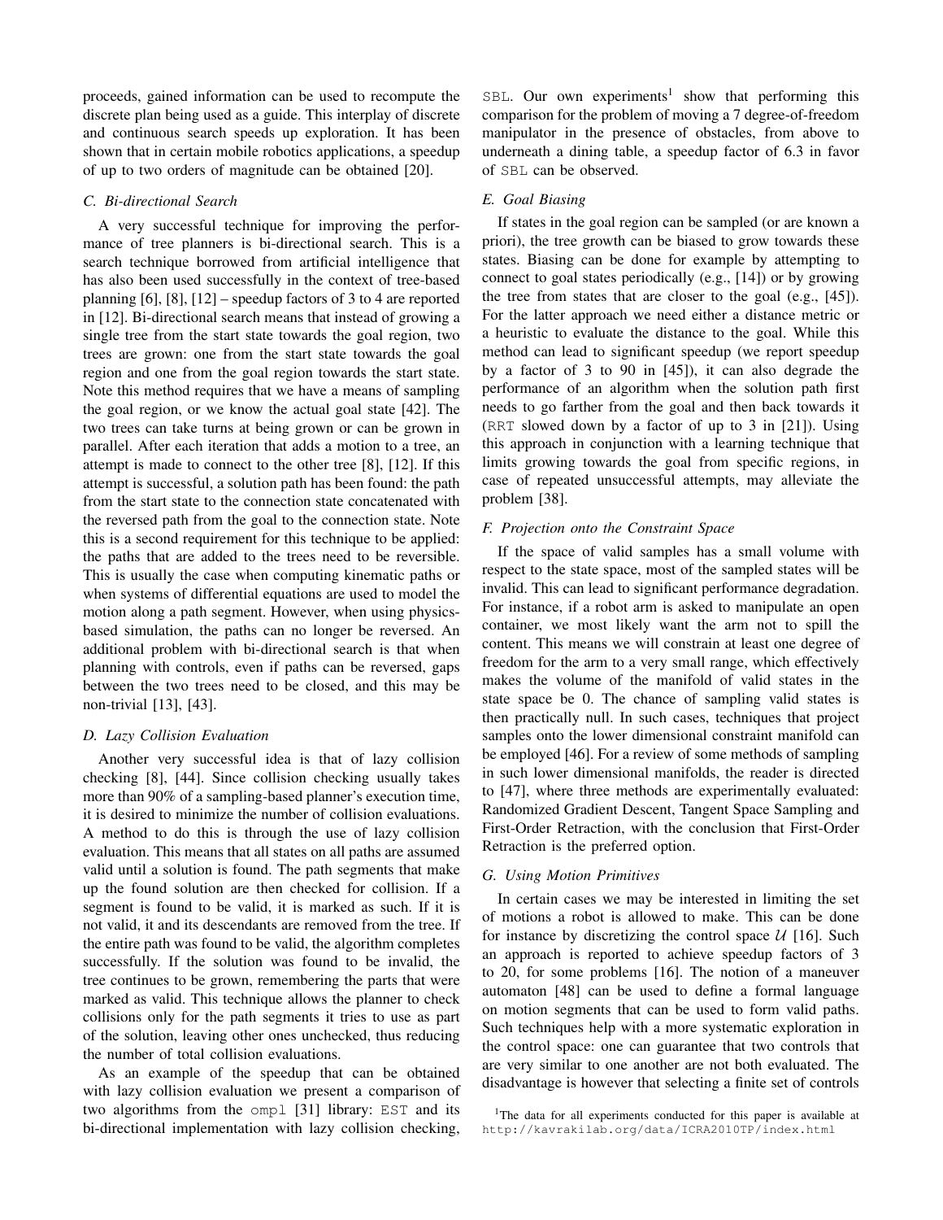proceeds, gained information can be used to recompute the discrete plan being used as a guide. This interplay of discrete and continuous search speeds up exploration. It has been shown that in certain mobile robotics applications, a speedup of up to two orders of magnitude can be obtained [20].

### *C. Bi-directional Search*

A very successful technique for improving the performance of tree planners is bi-directional search. This is a search technique borrowed from artificial intelligence that has also been used successfully in the context of tree-based planning [6], [8], [12] – speedup factors of 3 to 4 are reported in [12]. Bi-directional search means that instead of growing a single tree from the start state towards the goal region, two trees are grown: one from the start state towards the goal region and one from the goal region towards the start state. Note this method requires that we have a means of sampling the goal region, or we know the actual goal state [42]. The two trees can take turns at being grown or can be grown in parallel. After each iteration that adds a motion to a tree, an attempt is made to connect to the other tree [8], [12]. If this attempt is successful, a solution path has been found: the path from the start state to the connection state concatenated with the reversed path from the goal to the connection state. Note this is a second requirement for this technique to be applied: the paths that are added to the trees need to be reversible. This is usually the case when computing kinematic paths or when systems of differential equations are used to model the motion along a path segment. However, when using physics-based simulation, the paths can no longer be reversed. An additional problem with bi-directional search is that when planning with controls, even if paths can be reversed, gaps between the two trees need to be closed, and this may be non-trivial [13], [43].

### *D. Lazy Collision Evaluation*

Another very successful idea is that of lazy collision checking [8], [44]. Since collision checking usually takes more than 90% of a sampling-based planner's execution time, it is desired to minimize the number of collision evaluations. A method to do this is through the use of lazy collision evaluation. This means that all states on all paths are assumed valid until a solution is found. The path segments that make up the found solution are then checked for collision. If a segment is found to be valid, it is marked as such. If it is not valid, it and its descendants are removed from the tree. If the entire path was found to be valid, the algorithm completes successfully. If the solution was found to be invalid, the tree continues to be grown, remembering the parts that were marked as valid. This technique allows the planner to check collisions only for the path segments it tries to use as part of the solution, leaving other ones unchecked, thus reducing the number of total collision evaluations.

As an example of the speedup that can be obtained with lazy collision evaluation we present a comparison of two algorithms from the `ompl` [31] library: `EST` and its bi-directional implementation with lazy collision checking, `SBL`. Our own experiments[1] show that performing this comparison for the problem of moving a 7 degree-of-freedom manipulator in the presence of obstacles, from above to underneath a dining table, a speedup factor of 6.3 in favor of `SBL` can be observed.

### *E. Goal Biasing*

If states in the goal region can be sampled (or are known a priori), the tree growth can be biased to grow towards these states. Biasing can be done for example by attempting to connect to goal states periodically (e.g., [14]) or by growing the tree from states that are closer to the goal (e.g., [45]). For the latter approach we need either a distance metric or a heuristic to evaluate the distance to the goal. While this method can lead to significant speedup (we report speedup by a factor of 3 to 90 in [45]), it can also degrade the performance of an algorithm when the solution path first needs to go farther from the goal and then back towards it (`RRT` slowed down by a factor of up to 3 in [21]). Using this approach in conjunction with a learning technique that limits growing towards the goal from specific regions, in case of repeated unsuccessful attempts, may alleviate the problem [38].

### *F. Projection onto the Constraint Space*

If the space of valid samples has a small volume with respect to the state space, most of the sampled states will be invalid. This can lead to significant performance degradation. For instance, if a robot arm is asked to manipulate an open container, we most likely want the arm not to spill the content. This means we will constrain at least one degree of freedom for the arm to a very small range, which effectively makes the volume of the manifold of valid states in the state space be 0. The chance of sampling valid states is then practically null. In such cases, techniques that project samples onto the lower dimensional constraint manifold can be employed [46]. For a review of some methods of sampling in such lower dimensional manifolds, the reader is directed to [47], where three methods are experimentally evaluated: Randomized Gradient Descent, Tangent Space Sampling and First-Order Retraction, with the conclusion that First-Order Retraction is the preferred option.

### *G. Using Motion Primitives*

In certain cases we may be interested in limiting the set of motions a robot is allowed to make. This can be done for instance by discretizing the control space $\mathcal{U}$ [16]. Such an approach is reported to achieve speedup factors of 3 to 20, for some problems [16]. The notion of a maneuver automaton [48] can be used to define a formal language on motion segments that can be used to form valid paths. Such techniques help with a more systematic exploration in the control space: one can guarantee that two controls that are very similar to one another are not both evaluated. The disadvantage is however that selecting a finite set of controls

[1]The data for all experiments conducted for this paper is available at `http://kavrakilab.org/data/ICRA2010TP/index.html`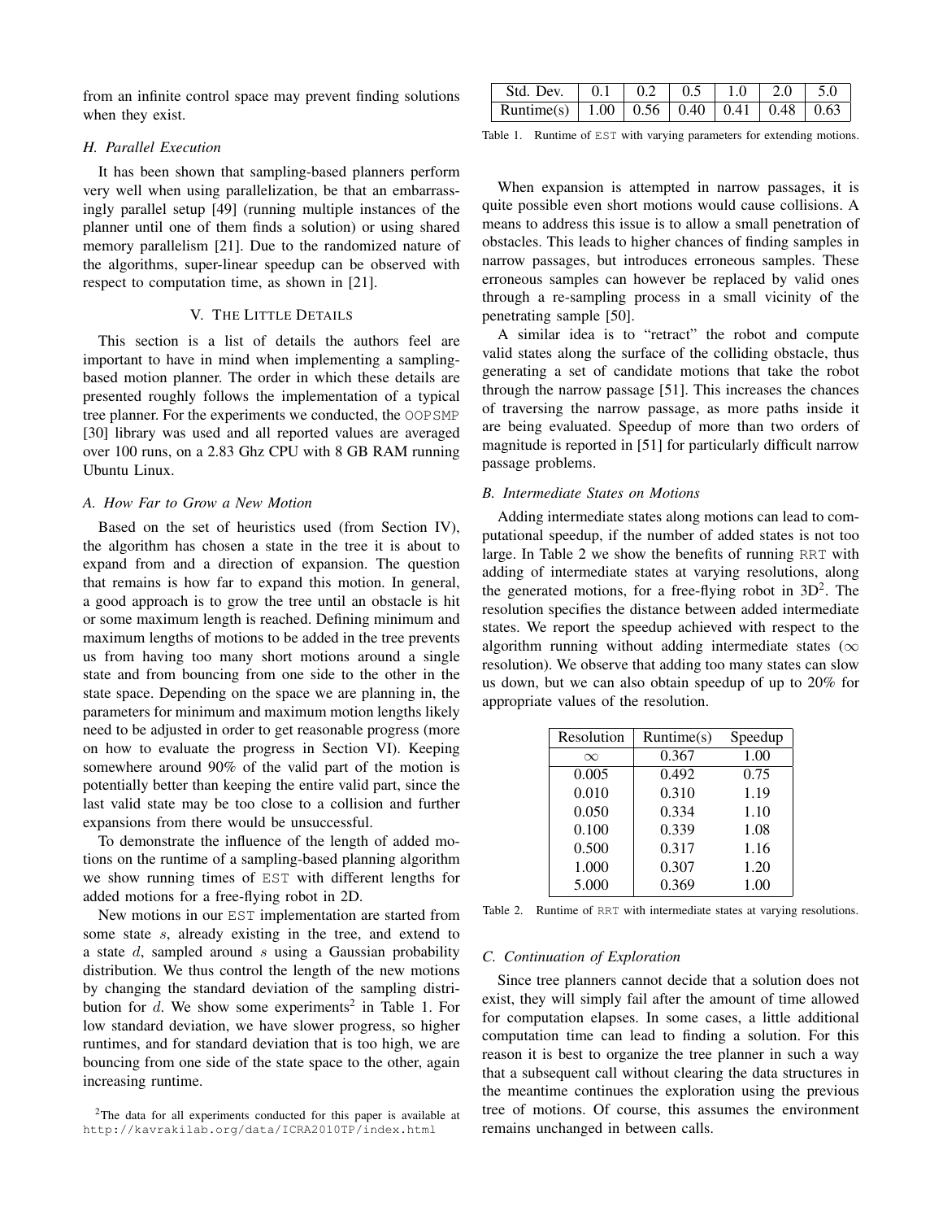from an infinite control space may prevent finding solutions when they exist.

### H. Parallel Execution

It has been shown that sampling-based planners perform very well when using parallelization, be that an embarrassingly parallel setup [49] (running multiple instances of the planner until one of them finds a solution) or using shared memory parallelism [21]. Due to the randomized nature of the algorithms, super-linear speedup can be observed with respect to computation time, as shown in [21].

## V. The Little Details

This section is a list of details the authors feel are important to have in mind when implementing a sampling-based motion planner. The order in which these details are presented roughly follows the implementation of a typical tree planner. For the experiments we conducted, the OOPSMP [30] library was used and all reported values are averaged over 100 runs, on a 2.83 Ghz CPU with 8 GB RAM running Ubuntu Linux.

### A. How Far to Grow a New Motion

Based on the set of heuristics used (from Section IV), the algorithm has chosen a state in the tree it is about to expand from and a direction of expansion. The question that remains is how far to expand this motion. In general, a good approach is to grow the tree until an obstacle is hit or some maximum length is reached. Defining minimum and maximum lengths of motions to be added in the tree prevents us from having too many short motions around a single state and from bouncing from one side to the other in the state space. Depending on the space we are planning in, the parameters for minimum and maximum motion lengths likely need to be adjusted in order to get reasonable progress (more on how to evaluate the progress in Section VI). Keeping somewhere around 90% of the valid part of the motion is potentially better than keeping the entire valid part, since the last valid state may be too close to a collision and further expansions from there would be unsuccessful.

To demonstrate the influence of the length of added motions on the runtime of a sampling-based planning algorithm we show running times of EST with different lengths for added motions for a free-flying robot in 2D.

New motions in our EST implementation are started from some state $s$, already existing in the tree, and extend to a state $d$, sampled around $s$ using a Gaussian probability distribution. We thus control the length of the new motions by changing the standard deviation of the sampling distribution for $d$. We show some experiments[2] in Table 1. For low standard deviation, we have slower progress, so higher runtimes, and for standard deviation that is too high, we are bouncing from one side of the state space to the other, again increasing runtime.

[2]The data for all experiments conducted for this paper is available at http://kavrakilab.org/data/ICRA2010TP/index.html

| Std. Dev. | 0.1 | 0.2 | 0.5 | 1.0 | 2.0 | 5.0 |
|---|---|---|---|---|---|---|
| Runtime(s) | 1.00 | 0.56 | 0.40 | 0.41 | 0.48 | 0.63 |

Table 1. Runtime of EST with varying parameters for extending motions.

When expansion is attempted in narrow passages, it is quite possible even short motions would cause collisions. A means to address this issue is to allow a small penetration of obstacles. This leads to higher chances of finding samples in narrow passages, but introduces erroneous samples. These erroneous samples can however be replaced by valid ones through a re-sampling process in a small vicinity of the penetrating sample [50].

A similar idea is to "retract" the robot and compute valid states along the surface of the colliding obstacle, thus generating a set of candidate motions that take the robot through the narrow passage [51]. This increases the chances of traversing the narrow passage, as more paths inside it are being evaluated. Speedup of more than two orders of magnitude is reported in [51] for particularly difficult narrow passage problems.

### B. Intermediate States on Motions

Adding intermediate states along motions can lead to computational speedup, if the number of added states is not too large. In Table 2 we show the benefits of running RRT with adding of intermediate states at varying resolutions, along the generated motions, for a free-flying robot in 3D[2]. The resolution specifies the distance between added intermediate states. We report the speedup achieved with respect to the algorithm running without adding intermediate states ($\infty$ resolution). We observe that adding too many states can slow us down, but we can also obtain speedup of up to 20% for appropriate values of the resolution.

| Resolution | Runtime(s) | Speedup |
|---|---|---|
| $\infty$ | 0.367 | 1.00 |
| 0.005 | 0.492 | 0.75 |
| 0.010 | 0.310 | 1.19 |
| 0.050 | 0.334 | 1.10 |
| 0.100 | 0.339 | 1.08 |
| 0.500 | 0.317 | 1.16 |
| 1.000 | 0.307 | 1.20 |
| 5.000 | 0.369 | 1.00 |

Table 2. Runtime of RRT with intermediate states at varying resolutions.

### C. Continuation of Exploration

Since tree planners cannot decide that a solution does not exist, they will simply fail after the amount of time allowed for computation elapses. In some cases, a little additional computation time can lead to finding a solution. For this reason it is best to organize the tree planner in such a way that a subsequent call without clearing the data structures in the meantime continues the exploration using the previous tree of motions. Of course, this assumes the environment remains unchanged in between calls.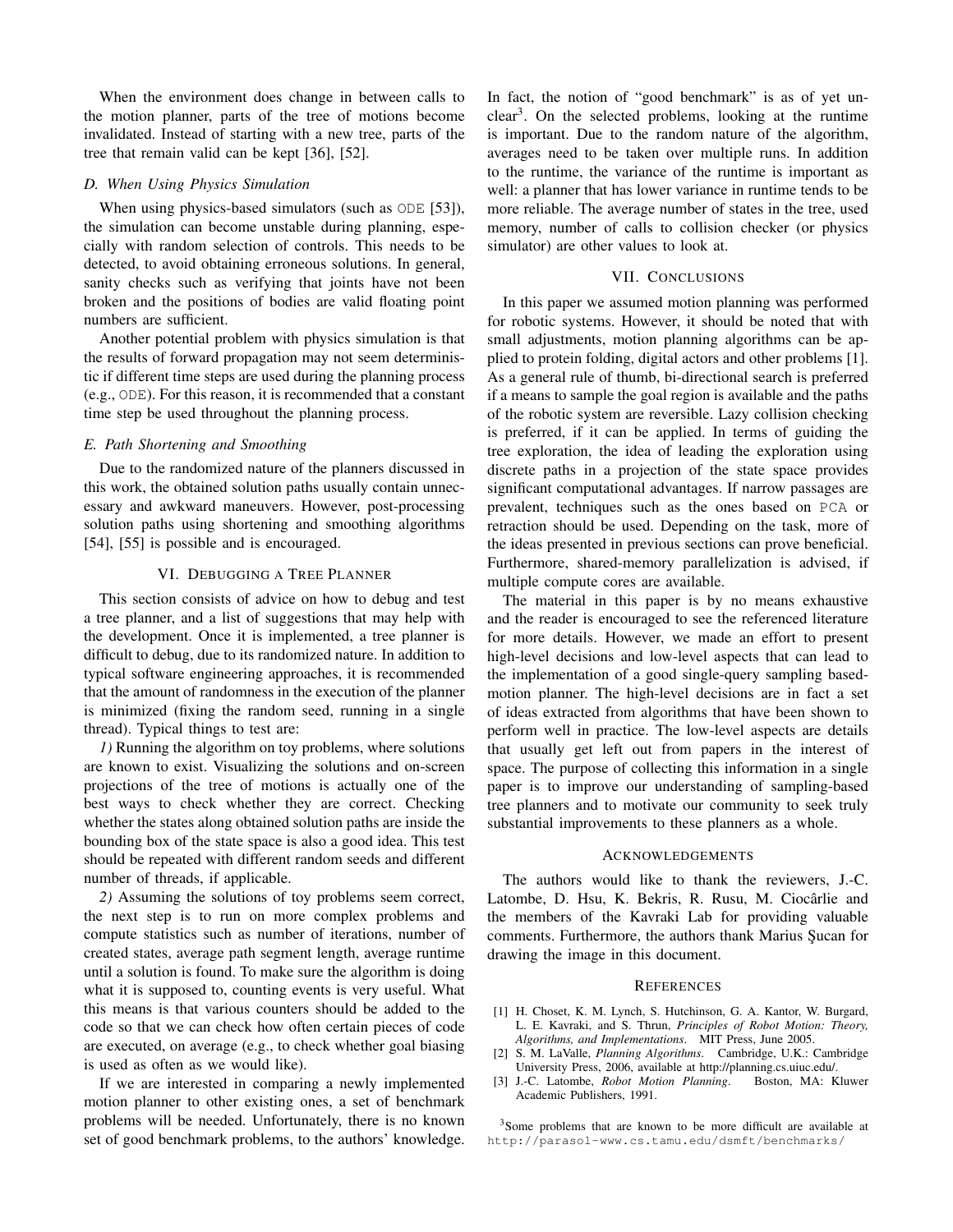When the environment does change in between calls to the motion planner, parts of the tree of motions become invalidated. Instead of starting with a new tree, parts of the tree that remain valid can be kept [36], [52].

### *D. When Using Physics Simulation*

When using physics-based simulators (such as ODE [53]), the simulation can become unstable during planning, especially with random selection of controls. This needs to be detected, to avoid obtaining erroneous solutions. In general, sanity checks such as verifying that joints have not been broken and the positions of bodies are valid floating point numbers are sufficient.

Another potential problem with physics simulation is that the results of forward propagation may not seem deterministic if different time steps are used during the planning process (e.g., ODE). For this reason, it is recommended that a constant time step be used throughout the planning process.

### *E. Path Shortening and Smoothing*

Due to the randomized nature of the planners discussed in this work, the obtained solution paths usually contain unnecessary and awkward maneuvers. However, post-processing solution paths using shortening and smoothing algorithms [54], [55] is possible and is encouraged.

## VI. Debugging a Tree Planner

This section consists of advice on how to debug and test a tree planner, and a list of suggestions that may help with the development. Once it is implemented, a tree planner is difficult to debug, due to its randomized nature. In addition to typical software engineering approaches, it is recommended that the amount of randomness in the execution of the planner is minimized (fixing the random seed, running in a single thread). Typical things to test are:

*1)* Running the algorithm on toy problems, where solutions are known to exist. Visualizing the solutions and on-screen projections of the tree of motions is actually one of the best ways to check whether they are correct. Checking whether the states along obtained solution paths are inside the bounding box of the state space is also a good idea. This test should be repeated with different random seeds and different number of threads, if applicable.

*2)* Assuming the solutions of toy problems seem correct, the next step is to run on more complex problems and compute statistics such as number of iterations, number of created states, average path segment length, average runtime until a solution is found. To make sure the algorithm is doing what it is supposed to, counting events is very useful. What this means is that various counters should be added to the code so that we can check how often certain pieces of code are executed, on average (e.g., to check whether goal biasing is used as often as we would like).

If we are interested in comparing a newly implemented motion planner to other existing ones, a set of benchmark problems will be needed. Unfortunately, there is no known set of good benchmark problems, to the authors' knowledge. In fact, the notion of "good benchmark" is as of yet unclear[3]. On the selected problems, looking at the runtime is important. Due to the random nature of the algorithm, averages need to be taken over multiple runs. In addition to the runtime, the variance of the runtime is important as well: a planner that has lower variance in runtime tends to be more reliable. The average number of states in the tree, used memory, number of calls to collision checker (or physics simulator) are other values to look at.

## VII. Conclusions

In this paper we assumed motion planning was performed for robotic systems. However, it should be noted that with small adjustments, motion planning algorithms can be applied to protein folding, digital actors and other problems [1]. As a general rule of thumb, bi-directional search is preferred if a means to sample the goal region is available and the paths of the robotic system are reversible. Lazy collision checking is preferred, if it can be applied. In terms of guiding the tree exploration, the idea of leading the exploration using discrete paths in a projection of the state space provides significant computational advantages. If narrow passages are prevalent, techniques such as the ones based on PCA or retraction should be used. Depending on the task, more of the ideas presented in previous sections can prove beneficial. Furthermore, shared-memory parallelization is advised, if multiple compute cores are available.

The material in this paper is by no means exhaustive and the reader is encouraged to see the referenced literature for more details. However, we made an effort to present high-level decisions and low-level aspects that can lead to the implementation of a good single-query sampling based-motion planner. The high-level decisions are in fact a set of ideas extracted from algorithms that have been shown to perform well in practice. The low-level aspects are details that usually get left out from papers in the interest of space. The purpose of collecting this information in a single paper is to improve our understanding of sampling-based tree planners and to motivate our community to seek truly substantial improvements to these planners as a whole.

## Acknowledgements

The authors would like to thank the reviewers, J.-C. Latombe, D. Hsu, K. Bekris, R. Rusu, M. Ciocârlie and the members of the Kavraki Lab for providing valuable comments. Furthermore, the authors thank Marius Şucan for drawing the image in this document.

## References

[1] H. Choset, K. M. Lynch, S. Hutchinson, G. A. Kantor, W. Burgard, L. E. Kavraki, and S. Thrun, *Principles of Robot Motion: Theory, Algorithms, and Implementations*. MIT Press, June 2005.

[2] S. M. LaValle, *Planning Algorithms*. Cambridge, U.K.: Cambridge University Press, 2006, available at http://planning.cs.uiuc.edu/.

[3] J.-C. Latombe, *Robot Motion Planning*. Boston, MA: Kluwer Academic Publishers, 1991.

[3] Some problems that are known to be more difficult are available at http://parasol-www.cs.tamu.edu/dsmft/benchmarks/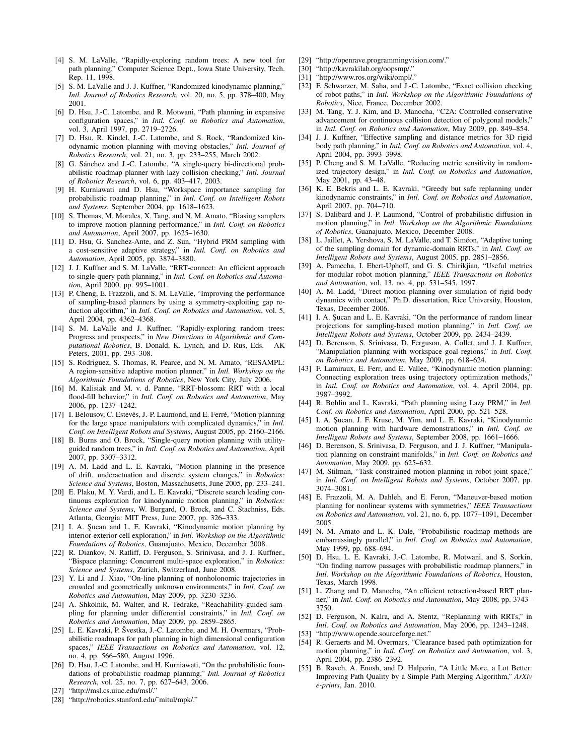[4] S. M. LaValle, "Rapidly-exploring random trees: A new tool for path planning," Computer Science Dept., Iowa State University, Tech. Rep. 11, 1998.

[5] S. M. LaValle and J. J. Kuffner, "Randomized kinodynamic planning," *Intl. Journal of Robotics Research*, vol. 20, no. 5, pp. 378–400, May 2001.

[6] D. Hsu, J.-C. Latombe, and R. Motwani, "Path planning in expansive configuration spaces," in *Intl. Conf. on Robotics and Automation*, vol. 3, April 1997, pp. 2719–2726.

[7] D. Hsu, R. Kindel, J.-C. Latombe, and S. Rock, "Randomized kinodynamic motion planning with moving obstacles," *Intl. Journal of Robotics Research*, vol. 21, no. 3, pp. 233–255, March 2002.

[8] G. Sánchez and J.-C. Latombe, "A single-query bi-directional probabilistic roadmap planner with lazy collision checking," *Intl. Journal of Robotics Research*, vol. 6, pp. 403–417, 2003.

[9] H. Kurniawati and D. Hsu, "Workspace importance sampling for probabilistic roadmap planning," in *Intl. Conf. on Intelligent Robots and Systems*, September 2004, pp. 1618–1623.

[10] S. Thomas, M. Morales, X. Tang, and N. M. Amato, "Biasing samplers to improve motion planning performance," in *Intl. Conf. on Robotics and Automation*, April 2007, pp. 1625–1630.

[11] D. Hsu, G. Sanchez-Ante, and Z. Sun, "Hybrid PRM sampling with a cost-sensitive adaptive strategy," in *Intl. Conf. on Robotics and Automation*, April 2005, pp. 3874–3880.

[12] J. J. Kuffner and S. M. LaValle, "RRT-connect: An efficient approach to single-query path planning," in *Intl. Conf. on Robotics and Automation*, April 2000, pp. 995–1001.

[13] P. Cheng, E. Frazzoli, and S. M. LaValle, "Improving the performance of sampling-based planners by using a symmetry-exploiting gap reduction algorithm," in *Intl. Conf. on Robotics and Automation*, vol. 5, April 2004, pp. 4362–4368.

[14] S. M. LaValle and J. Kuffner, "Rapidly-exploring random trees: Progress and prospects," in *New Directions in Algorithmic and Computational Robotics*, B. Donald, K. Lynch, and D. Rus, Eds. AK Peters, 2001, pp. 293–308.

[15] S. Rodriguez, S. Thomas, R. Pearce, and N. M. Amato, "RESAMPL: A region-sensitive adaptive motion planner," in *Intl. Workshop on the Algorithmic Foundations of Robotics*, New York City, July 2006.

[16] M. Kalisiak and M. v. d. Panne, "RRT-blossom: RRT with a local flood-fill behavior," in *Intl. Conf. on Robotics and Automation*, May 2006, pp. 1237–1242.

[17] I. Belousov, C. Estevès, J.-P. Laumond, and E. Ferré, "Motion planning for the large space manipulators with complicated dynamics," in *Intl. Conf. on Intelligent Robots and Systems*, August 2005, pp. 2160–2166.

[18] B. Burns and O. Brock, "Single-query motion planning with utility-guided random trees," in *Intl. Conf. on Robotics and Automation*, April 2007, pp. 3307–3312.

[19] A. M. Ladd and L. E. Kavraki, "Motion planning in the presence of drift, underactuation and discrete system changes," in *Robotics: Science and Systems*, Boston, Massachusetts, June 2005, pp. 233–241.

[20] E. Plaku, M. Y. Vardi, and L. E. Kavraki, "Discrete search leading continuous exploration for kinodynamic motion planning," in *Robotics: Science and Systems*, W. Burgard, O. Brock, and C. Stachniss, Eds. Atlanta, Georgia: MIT Press, June 2007, pp. 326–333.

[21] I. A. Şucan and L. E. Kavraki, "Kinodynamic motion planning by interior-exterior cell exploration," in *Intl. Workshop on the Algorithmic Foundations of Robotics*, Guanajuato, Mexico, December 2008.

[22] R. Diankov, N. Ratliff, D. Ferguson, S. Srinivasa, and J. J. Kuffner., "Bispace planning: Concurrent multi-space exploration," in *Robotics: Science and Systems*, Zurich, Switzerland, June 2008.

[23] Y. Li and J. Xiao, "On-line planning of nonholonomic trajectories in crowded and geometrically unknown environments," in *Intl. Conf. on Robotics and Automation*, May 2009, pp. 3230–3236.

[24] A. Shkolnik, M. Walter, and R. Tedrake, "Reachability-guided sampling for planning under differential constraints," in *Intl. Conf. on Robotics and Automation*, May 2009, pp. 2859–2865.

[25] L. E. Kavraki, P. Švestka, J.-C. Latombe, and M. H. Overmars, "Probabilistic roadmaps for path planning in high dimensional configuration spaces," *IEEE Transactions on Robotics and Automation*, vol. 12, no. 4, pp. 566–580, August 1996.

[26] D. Hsu, J.-C. Latombe, and H. Kurniawati, "On the probabilistic foundations of probabilistic roadmap planning," *Intl. Journal of Robotics Research*, vol. 25, no. 7, pp. 627–643, 2006.

[27] "http://msl.cs.uiuc.edu/msl/."

[28] "http://robotics.stanford.edu/~mitul/mpk/."

[29] "http://openrave.programmingvision.com/."

[30] "http://kavrakilab.org/oopsmp/."

[31] "http://www.ros.org/wiki/ompl/."

[32] F. Schwarzer, M. Saha, and J.-C. Latombe, "Exact collision checking of robot paths," in *Intl. Workshop on the Algorithmic Foundations of Robotics*, Nice, France, December 2002.

[33] M. Tang, Y. J. Kim, and D. Manocha, "C2A: Controlled conservative advancement for continuous collision detection of polygonal models," in *Intl. Conf. on Robotics and Automation*, May 2009, pp. 849–854.

[34] J. J. Kuffner, "Effective sampling and distance metrics for 3D rigid body path planning," in *Intl. Conf. on Robotics and Automation*, vol. 4, April 2004, pp. 3993–3998.

[35] P. Cheng and S. M. LaValle, "Reducing metric sensitivity in randomized trajectory design," in *Intl. Conf. on Robotics and Automation*, May 2001, pp. 43–48.

[36] K. E. Bekris and L. E. Kavraki, "Greedy but safe replanning under kinodynamic constraints," in *Intl. Conf. on Robotics and Automation*, April 2007, pp. 704–710.

[37] S. Dalibard and J.-P. Laumond, "Control of probabilistic diffusion in motion planning," in *Intl. Workshop on the Algorithmic Foundations of Robotics*, Guanajuato, Mexico, December 2008.

[38] L. Jaillet, A. Yershova, S. M. LaValle, and T. Siméon, "Adaptive tuning of the sampling domain for dynamic-domain RRTs," in *Intl. Conf. on Intelligent Robots and Systems*, August 2005, pp. 2851–2856.

[39] A. Pamecha, I. Ebert-Uphoff, and G. S. Chirikjian, "Useful metrics for modular robot motion planning," *IEEE Transactions on Robotics and Automation*, vol. 13, no. 4, pp. 531–545, 1997.

[40] A. M. Ladd, "Direct motion planning over simulation of rigid body dynamics with contact," Ph.D. dissertation, Rice University, Houston, Texas, December 2006.

[41] I. A. Şucan and L. E. Kavraki, "On the performance of random linear projections for sampling-based motion planning," in *Intl. Conf. on Intelligent Robots and Systems*, October 2009, pp. 2434–2439.

[42] D. Berenson, S. Srinivasa, D. Ferguson, A. Collet, and J. J. Kuffner, "Manipulation planning with workspace goal regions," in *Intl. Conf. on Robotics and Automation*, May 2009, pp. 618–624.

[43] F. Lamiraux, E. Ferr, and E. Vallee, "Kinodynamic motion planning: Connecting exploration trees using trajectory optimization methods," in *Intl. Conf. on Robotics and Automation*, vol. 4, April 2004, pp. 3987–3992.

[44] R. Bohlin and L. Kavraki, "Path planning using Lazy PRM," in *Intl. Conf. on Robotics and Automation*, April 2000, pp. 521–528.

[45] I. A. Şucan, J. F. Kruse, M. Yim, and L. E. Kavraki, "Kinodynamic motion planning with hardware demonstrations," in *Intl. Conf. on Intelligent Robots and Systems*, September 2008, pp. 1661–1666.

[46] D. Berenson, S. Srinivasa, D. Ferguson, and J. J. Kuffner, "Manipulation planning on constraint manifolds," in *Intl. Conf. on Robotics and Automation*, May 2009, pp. 625–632.

[47] M. Stilman, "Task constrained motion planning in robot joint space," in *Intl. Conf. on Intelligent Robots and Systems*, October 2007, pp. 3074–3081.

[48] E. Frazzoli, M. A. Dahleh, and E. Feron, "Maneuver-based motion planning for nonlinear systems with symmetries," *IEEE Transactions on Robotics and Automation*, vol. 21, no. 6, pp. 1077–1091, December 2005.

[49] N. M. Amato and L. K. Dale, "Probabilistic roadmap methods are embarrassingly parallel," in *Intl. Conf. on Robotics and Automation*, May 1999, pp. 688–694.

[50] D. Hsu, L. E. Kavraki, J.-C. Latombe, R. Motwani, and S. Sorkin, "On finding narrow passages with probabilistic roadmap planners," in *Intl. Workshop on the Algorithmic Foundations of Robotics*, Houston, Texas, March 1998.

[51] L. Zhang and D. Manocha, "An efficient retraction-based RRT planner," in *Intl. Conf. on Robotics and Automation*, May 2008, pp. 3743–3750.

[52] D. Ferguson, N. Kalra, and A. Stentz, "Replanning with RRTs," in *Intl. Conf. on Robotics and Automation*, May 2006, pp. 1243–1248.

[53] "http://www.opende.sourceforge.net."

[54] R. Geraerts and M. Overmars, "Clearance based path optimization for motion planning," in *Intl. Conf. on Robotics and Automation*, vol. 3, April 2004, pp. 2386–2392.

[55] B. Raveh, A. Enosh, and D. Halperin, "A Little More, a Lot Better: Improving Path Quality by a Simple Path Merging Algorithm," *ArXiv e-prints*, Jan. 2010.